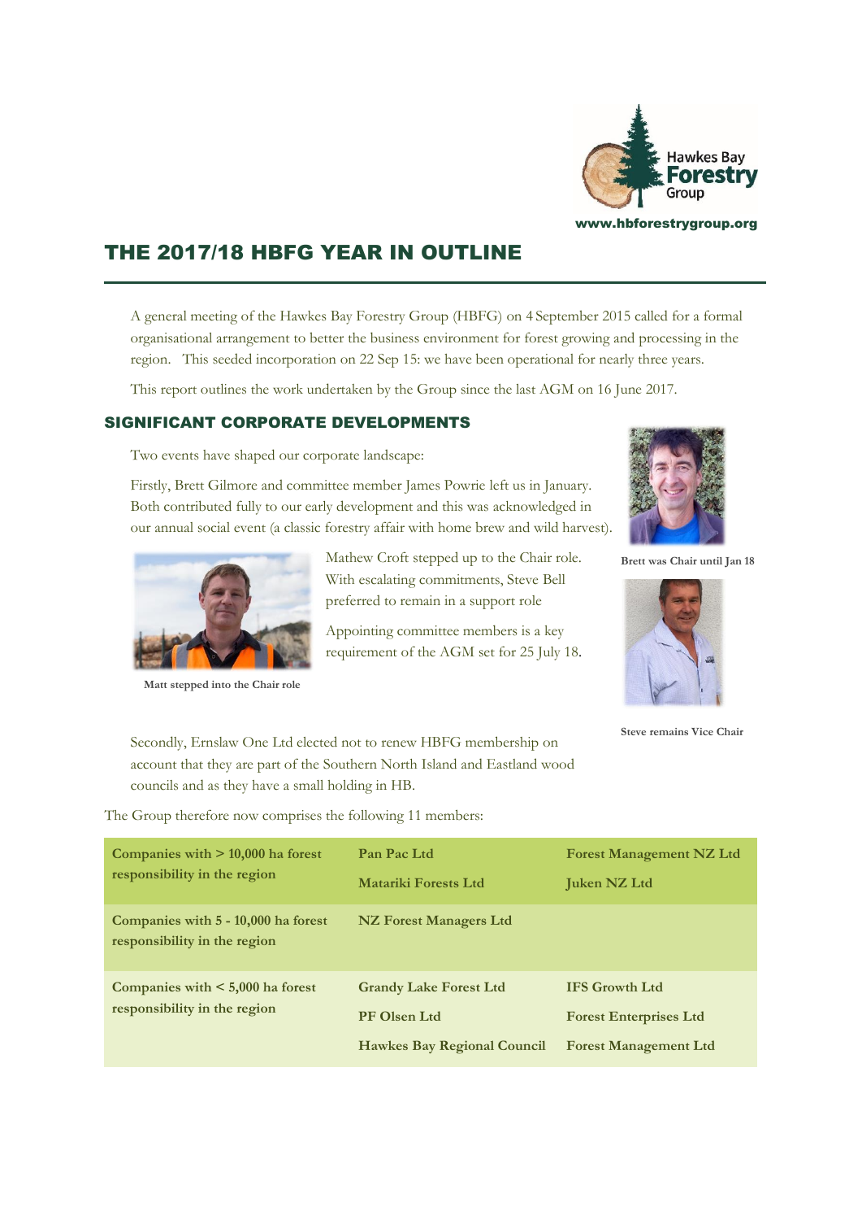Hawkes Bay Forestry Group

www.hbforestrygroup.org

# THE 2017/18 HBFG YEAR IN OUTLINE

A general meeting of the Hawkes Bay Forestry Group (HBFG) on 4 September 2015 called for a formal organisational arrangement to better the business environment for forest growing and processing in the region. This seeded incorporation on 22 Sep 15: we have been operational for nearly three years.

This report outlines the work undertaken by the Group since the last AGM on 16 June 2017.

## SIGNIFICANT CORPORATE DEVELOPMENTS

Two events have shaped our corporate landscape:

Firstly, Brett Gilmore and committee member James Powrie left us in January. Both contributed fully to our early development and this was acknowledged in our annual social event (a classic forestry affair with home brew and wild harvest).

**Brett was Chair until Jan 18**

Mathew Croft stepped up to the Chair role. With escalating commitments, Steve Bell preferred to remain in a support role

Appointing committee members is a key requirement of the AGM set for 25 July 18.

**Matt stepped into the Chair role**

**Steve remains Vice Chair**

Secondly, Ernslaw One Ltd elected not to renew HBFG membership on account that they are part of the Southern North Island and Eastland wood councils and as they have a small holding in HB.

The Group therefore now comprises the following 11 members:

| | | |
|---|---|---|
| **Companies with > 10,000 ha forest responsibility in the region** | **Pan Pac Ltd**<br>**Matariki Forests Ltd** | **Forest Management NZ Ltd**<br>**Juken NZ Ltd** |
| **Companies with 5 - 10,000 ha forest responsibility in the region** | **NZ Forest Managers Ltd** | |
| **Companies with < 5,000 ha forest responsibility in the region** | **Grandy Lake Forest Ltd**<br>**PF Olsen Ltd**<br>**Hawkes Bay Regional Council** | **IFS Growth Ltd**<br>**Forest Enterprises Ltd**<br>**Forest Management Ltd** |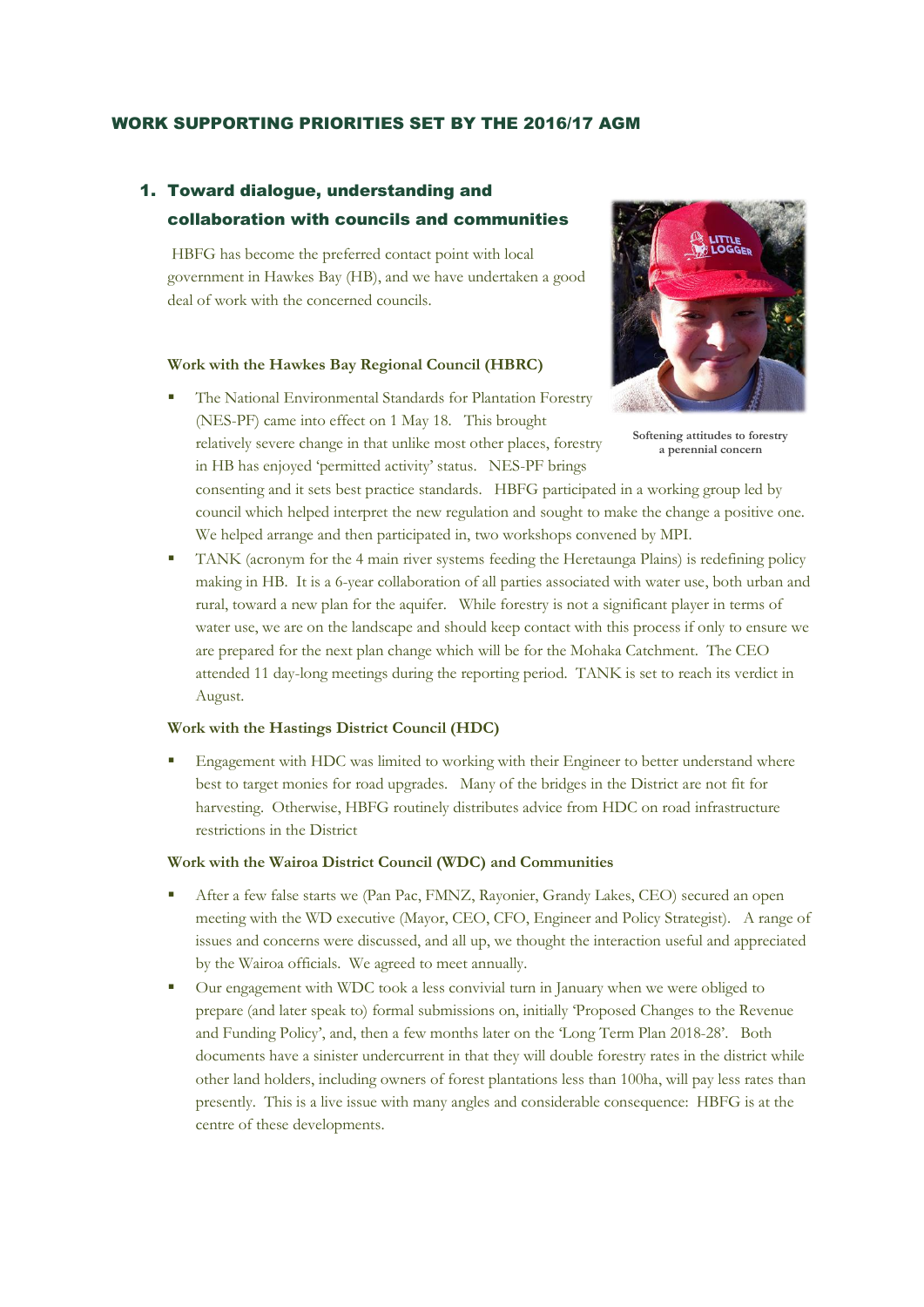## WORK SUPPORTING PRIORITIES SET BY THE 2016/17 AGM

### 1. Toward dialogue, understanding and collaboration with councils and communities

HBFG has become the preferred contact point with local government in Hawkes Bay (HB), and we have undertaken a good deal of work with the concerned councils.

Softening attitudes to forestry a perennial concern

**Work with the Hawkes Bay Regional Council (HBRC)**

- The National Environmental Standards for Plantation Forestry (NES-PF) came into effect on 1 May 18. This brought relatively severe change in that unlike most other places, forestry in HB has enjoyed 'permitted activity' status. NES-PF brings consenting and it sets best practice standards. HBFG participated in a working group led by council which helped interpret the new regulation and sought to make the change a positive one. We helped arrange and then participated in, two workshops convened by MPI.
- TANK (acronym for the 4 main river systems feeding the Heretaunga Plains) is redefining policy making in HB. It is a 6-year collaboration of all parties associated with water use, both urban and rural, toward a new plan for the aquifer. While forestry is not a significant player in terms of water use, we are on the landscape and should keep contact with this process if only to ensure we are prepared for the next plan change which will be for the Mohaka Catchment. The CEO attended 11 day-long meetings during the reporting period. TANK is set to reach its verdict in August.

**Work with the Hastings District Council (HDC)**

- Engagement with HDC was limited to working with their Engineer to better understand where best to target monies for road upgrades. Many of the bridges in the District are not fit for harvesting. Otherwise, HBFG routinely distributes advice from HDC on road infrastructure restrictions in the District

**Work with the Wairoa District Council (WDC) and Communities**

- After a few false starts we (Pan Pac, FMNZ, Rayonier, Grandy Lakes, CEO) secured an open meeting with the WD executive (Mayor, CEO, CFO, Engineer and Policy Strategist). A range of issues and concerns were discussed, and all up, we thought the interaction useful and appreciated by the Wairoa officials. We agreed to meet annually.
- Our engagement with WDC took a less convivial turn in January when we were obliged to prepare (and later speak to) formal submissions on, initially 'Proposed Changes to the Revenue and Funding Policy', and, then a few months later on the 'Long Term Plan 2018-28'. Both documents have a sinister undercurrent in that they will double forestry rates in the district while other land holders, including owners of forest plantations less than 100ha, will pay less rates than presently. This is a live issue with many angles and considerable consequence: HBFG is at the centre of these developments.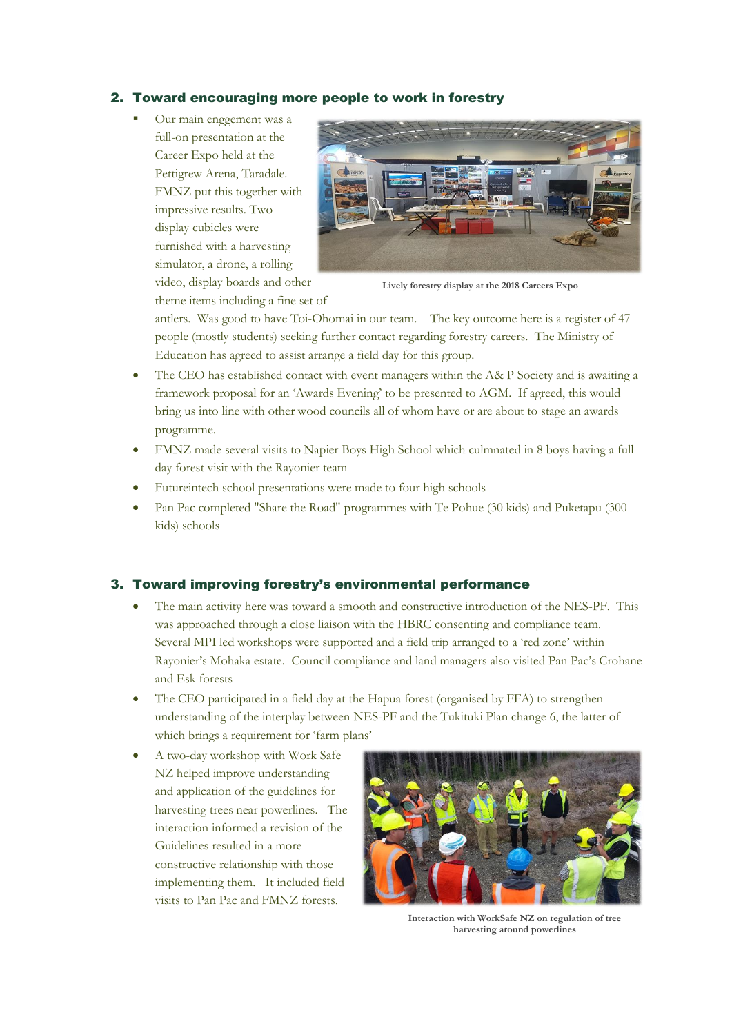## 2. Toward encouraging more people to work in forestry

- Our main enggement was a full-on presentation at the Career Expo held at the Pettigrew Arena, Taradale. FMNZ put this together with impressive results. Two display cubicles were furnished with a harvesting simulator, a drone, a rolling video, display boards and other theme items including a fine set of antlers. Was good to have Toi-Ohomai in our team. The key outcome here is a register of 47 people (mostly students) seeking further contact regarding forestry careers. The Ministry of Education has agreed to assist arrange a field day for this group.

Lively forestry display at the 2018 Careers Expo

- The CEO has established contact with event managers within the A& P Society and is awaiting a framework proposal for an 'Awards Evening' to be presented to AGM. If agreed, this would bring us into line with other wood councils all of whom have or are about to stage an awards programme.
- FMNZ made several visits to Napier Boys High School which culmnated in 8 boys having a full day forest visit with the Rayonier team
- Futureintech school presentations were made to four high schools
- Pan Pac completed "Share the Road" programmes with Te Pohue (30 kids) and Puketapu (300 kids) schools

## 3. Toward improving forestry's environmental performance

- The main activity here was toward a smooth and constructive introduction of the NES-PF. This was approached through a close liaison with the HBRC consenting and compliance team. Several MPI led workshops were supported and a field trip arranged to a 'red zone' within Rayonier's Mohaka estate. Council compliance and land managers also visited Pan Pac's Crohane and Esk forests.
- The CEO participated in a field day at the Hapua forest (organised by FFA) to strengthen understanding of the interplay between NES-PF and the Tukituki Plan change 6, the latter of which brings a requirement for 'farm plans'
- A two-day workshop with Work Safe NZ helped improve understanding and application of the guidelines for harvesting trees near powerlines. The interaction informed a revision of the Guidelines resulted in a more constructive relationship with those implementing them. It included field visits to Pan Pac and FMNZ forests.

Interaction with WorkSafe NZ on regulation of tree harvesting around powerlines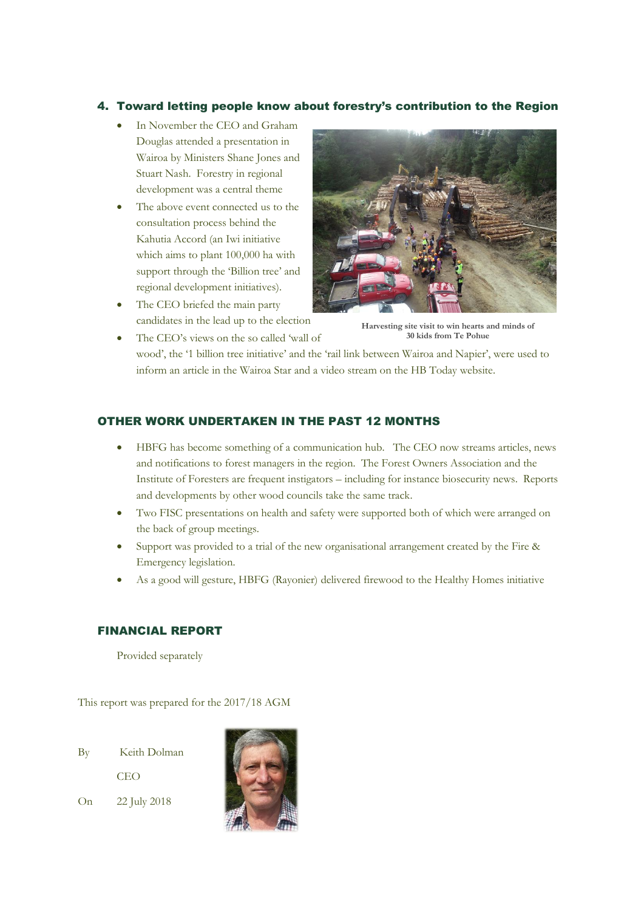## 4. Toward letting people know about forestry's contribution to the Region

- In November the CEO and Graham Douglas attended a presentation in Wairoa by Ministers Shane Jones and Stuart Nash. Forestry in regional development was a central theme
- The above event connected us to the consultation process behind the Kahutia Accord (an Iwi initiative which aims to plant 100,000 ha with support through the 'Billion tree' and regional development initiatives).
- The CEO briefed the main party candidates in the lead up to the election
- The CEO's views on the so called 'wall of wood', the '1 billion tree initiative' and the 'rail link between Wairoa and Napier', were used to inform an article in the Wairoa Star and a video stream on the HB Today website.

**Harvesting site visit to win hearts and minds of 30 kids from Te Pohue**

## OTHER WORK UNDERTAKEN IN THE PAST 12 MONTHS

- HBFG has become something of a communication hub. The CEO now streams articles, news and notifications to forest managers in the region. The Forest Owners Association and the Institute of Foresters are frequent instigators – including for instance biosecurity news. Reports and developments by other wood councils take the same track.
- Two FISC presentations on health and safety were supported both of which were arranged on the back of group meetings.
- Support was provided to a trial of the new organisational arrangement created by the Fire & Emergency legislation.
- As a good will gesture, HBFG (Rayonier) delivered firewood to the Healthy Homes initiative

## FINANCIAL REPORT

Provided separately

This report was prepared for the 2017/18 AGM

By Keith Dolman

CEO

On 22 July 2018